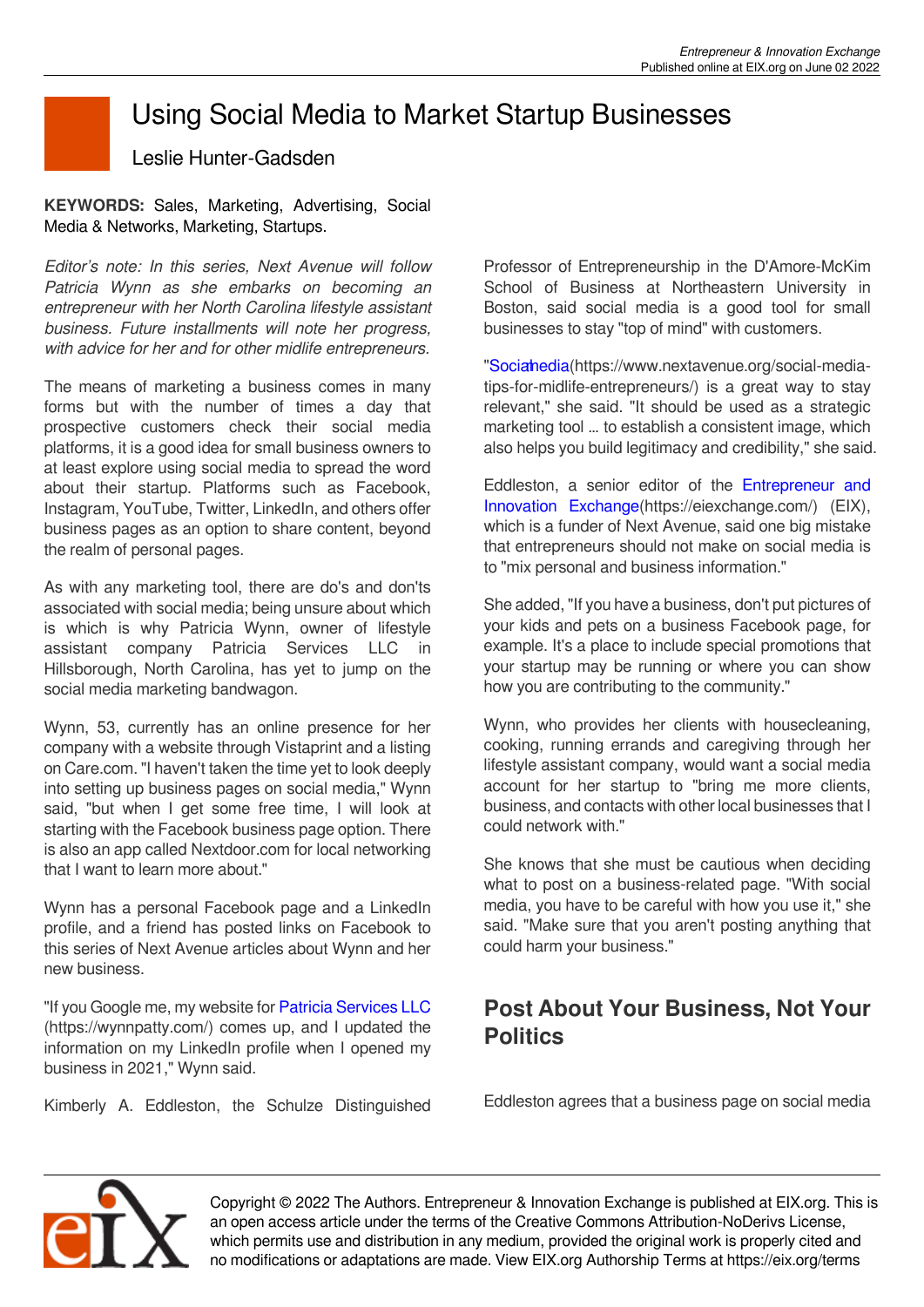# Using Social Media to Market Startup Businesses

Leslie Hunter-Gadsden

**KEYWORDS:** Sales, Marketing, Advertising, Social Media & Networks, Marketing, Startups.

*Editor's note: In this series, Next Avenue will follow Patricia Wynn as she embarks on becoming an entrepreneur with her North Carolina lifestyle assistant business. Future installments will note her progress, with advice for her and for other midlife entrepreneurs.*

The means of marketing a business comes in many forms but with the number of times a day that prospective customers check their social media platforms, it is a good idea for small business owners to at least explore using social media to spread the word about their startup. Platforms such as Facebook, Instagram, YouTube, Twitter, LinkedIn, and others offer business pages as an option to share content, beyond the realm of personal pages.

As with any marketing tool, there are do's and don'ts associated with social media; being unsure about which is which is why Patricia Wynn, owner of lifestyle assistant company Patricia Services LLC in Hillsborough, North Carolina, has yet to jump on the social media marketing bandwagon.

Wynn, 53, currently has an online presence for her company with a website through Vistaprint and a listing on Care.com. "I haven't taken the time yet to look deeply into setting up business pages on social media," Wynn said, "but when I get some free time, I will look at starting with the Facebook business page option. There is also an app called Nextdoor.com for local networking that I want to learn more about."

Wynn has a personal Facebook page and a LinkedIn profile, and a friend has posted links on Facebook to this series of Next Avenue articles about Wynn and her new business.

"If you Google me, my website for Patricia Services LLC (https://wynnpatty.com/) comes up, and I updated the information on my LinkedIn profile when I opened my business in 2021," Wynn said.

Kimberly A. Eddleston, the Schulze Distinguished Professor of Entrepreneurship in the D'Amore-McKim School of Business at Northeastern University in Boston, said social media is a good tool for small businesses to stay "top of mind" with customers.

"Social media(https://www.nextavenue.org/social-media-tips-for-midlife-entrepreneurs/) is a great way to stay relevant," she said. "It should be used as a strategic marketing tool ... to establish a consistent image, which also helps you build legitimacy and credibility," she said.

Eddleston, a senior editor of the Entrepreneur and Innovation Exchange(https://eiexchange.com/) (EIX), which is a funder of Next Avenue, said one big mistake that entrepreneurs should not make on social media is to "mix personal and business information."

She added, "If you have a business, don't put pictures of your kids and pets on a business Facebook page, for example. It's a place to include special promotions that your startup may be running or where you can show how you are contributing to the community."

Wynn, who provides her clients with housecleaning, cooking, running errands and caregiving through her lifestyle assistant company, would want a social media account for her startup to "bring me more clients, business, and contacts with other local businesses that I could network with."

She knows that she must be cautious when deciding what to post on a business-related page. "With social media, you have to be careful with how you use it," she said. "Make sure that you aren't posting anything that could harm your business."

## Post About Your Business, Not Your Politics

Eddleston agrees that a business page on social media

Copyright © 2022 The Authors. Entrepreneur & Innovation Exchange is published at EIX.org. This is an open access article under the terms of the Creative Commons Attribution-NoDerivs License, which permits use and distribution in any medium, provided the original work is properly cited and no modifications or adaptations are made. View EIX.org Authorship Terms at https://eix.org/terms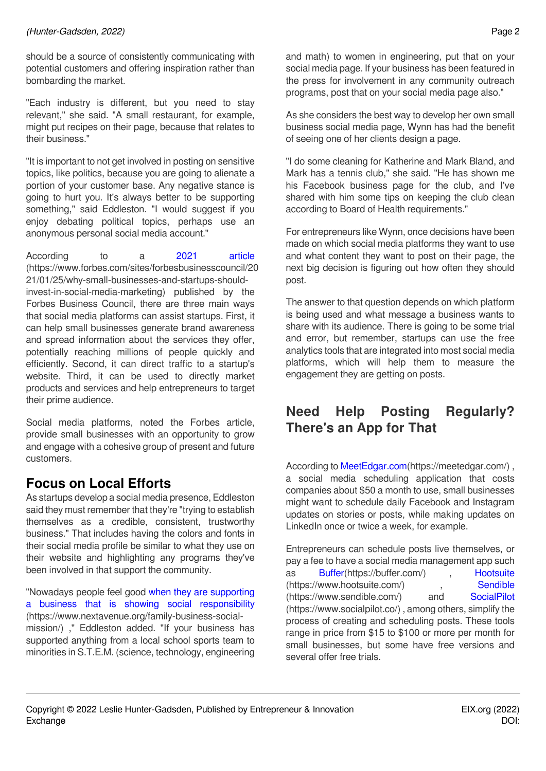should be a source of consistently communicating with potential customers and offering inspiration rather than bombarding the market.

"Each industry is different, but you need to stay relevant," she said. "A small restaurant, for example, might put recipes on their page, because that relates to their business."

"It is important to not get involved in posting on sensitive topics, like politics, because you are going to alienate a portion of your customer base. Any negative stance is going to hurt you. It's always better to be supporting something," said Eddleston. "I would suggest if you enjoy debating political topics, perhaps use an anonymous personal social media account."

According to a 2021 article (https://www.forbes.com/sites/forbesbusinesscouncil/2021/01/25/why-small-businesses-and-startups-should-invest-in-social-media-marketing) published by the Forbes Business Council, there are three main ways that social media platforms can assist startups. First, it can help small businesses generate brand awareness and spread information about the services they offer, potentially reaching millions of people quickly and efficiently. Second, it can direct traffic to a startup's website. Third, it can be used to directly market products and services and help entrepreneurs to target their prime audience.

Social media platforms, noted the Forbes article, provide small businesses with an opportunity to grow and engage with a cohesive group of present and future customers.

## Focus on Local Efforts

As startups develop a social media presence, Eddleston said they must remember that they're "trying to establish themselves as a credible, consistent, trustworthy business." That includes having the colors and fonts in their social media profile be similar to what they use on their website and highlighting any programs they've been involved in that support the community.

"Nowadays people feel good when they are supporting a business that is showing social responsibility (https://www.nextavenue.org/family-business-social-mission/) ," Eddleston added. "If your business has supported anything from a local school sports team to minorities in S.T.E.M. (science, technology, engineering and math) to women in engineering, put that on your social media page. If your business has been featured in the press for involvement in any community outreach programs, post that on your social media page also."

As she considers the best way to develop her own small business social media page, Wynn has had the benefit of seeing one of her clients design a page.

"I do some cleaning for Katherine and Mark Bland, and Mark has a tennis club," she said. "He has shown me his Facebook business page for the club, and I've shared with him some tips on keeping the club clean according to Board of Health requirements."

For entrepreneurs like Wynn, once decisions have been made on which social media platforms they want to use and what content they want to post on their page, the next big decision is figuring out how often they should post.

The answer to that question depends on which platform is being used and what message a business wants to share with its audience. There is going to be some trial and error, but remember, startups can use the free analytics tools that are integrated into most social media platforms, which will help them to measure the engagement they are getting on posts.

## Need Help Posting Regularly? There's an App for That

According to MeetEdgar.com(https://meetedgar.com/) , a social media scheduling application that costs companies about $50 a month to use, small businesses might want to schedule daily Facebook and Instagram updates on stories or posts, while making updates on LinkedIn once or twice a week, for example.

Entrepreneurs can schedule posts live themselves, or pay a fee to have a social media management app such as Buffer(https://buffer.com/) , Hootsuite (https://www.hootsuite.com/) , Sendible (https://www.sendible.com/) and SocialPilot (https://www.socialpilot.co/) , among others, simplify the process of creating and scheduling posts. These tools range in price from $15 to $100 or more per month for small businesses, but some have free versions and several offer free trials.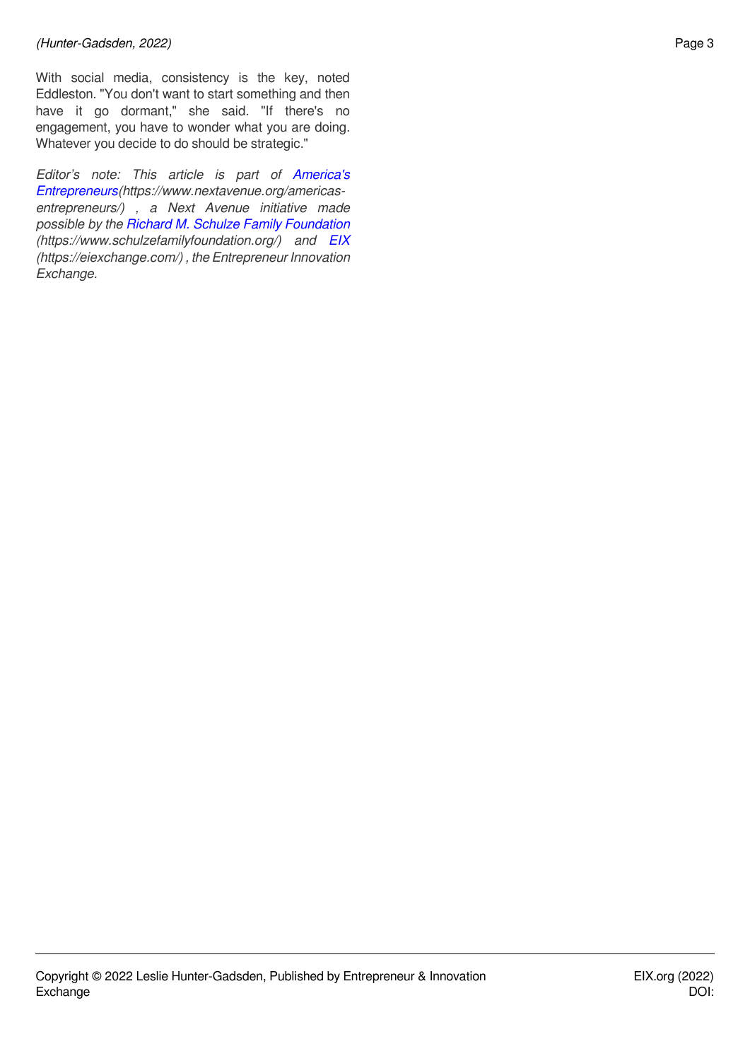With social media, consistency is the key, noted Eddleston. "You don't want to start something and then have it go dormant," she said. "If there's no engagement, you have to wonder what you are doing. Whatever you decide to do should be strategic."

*Editor's note: This article is part of America's Entrepreneurs(https://www.nextavenue.org/americas-entrepreneurs/) , a Next Avenue initiative made possible by the Richard M. Schulze Family Foundation (https://www.schulzefamilyfoundation.org/) and EIX (https://eiexchange.com/) , the Entrepreneur Innovation Exchange.*